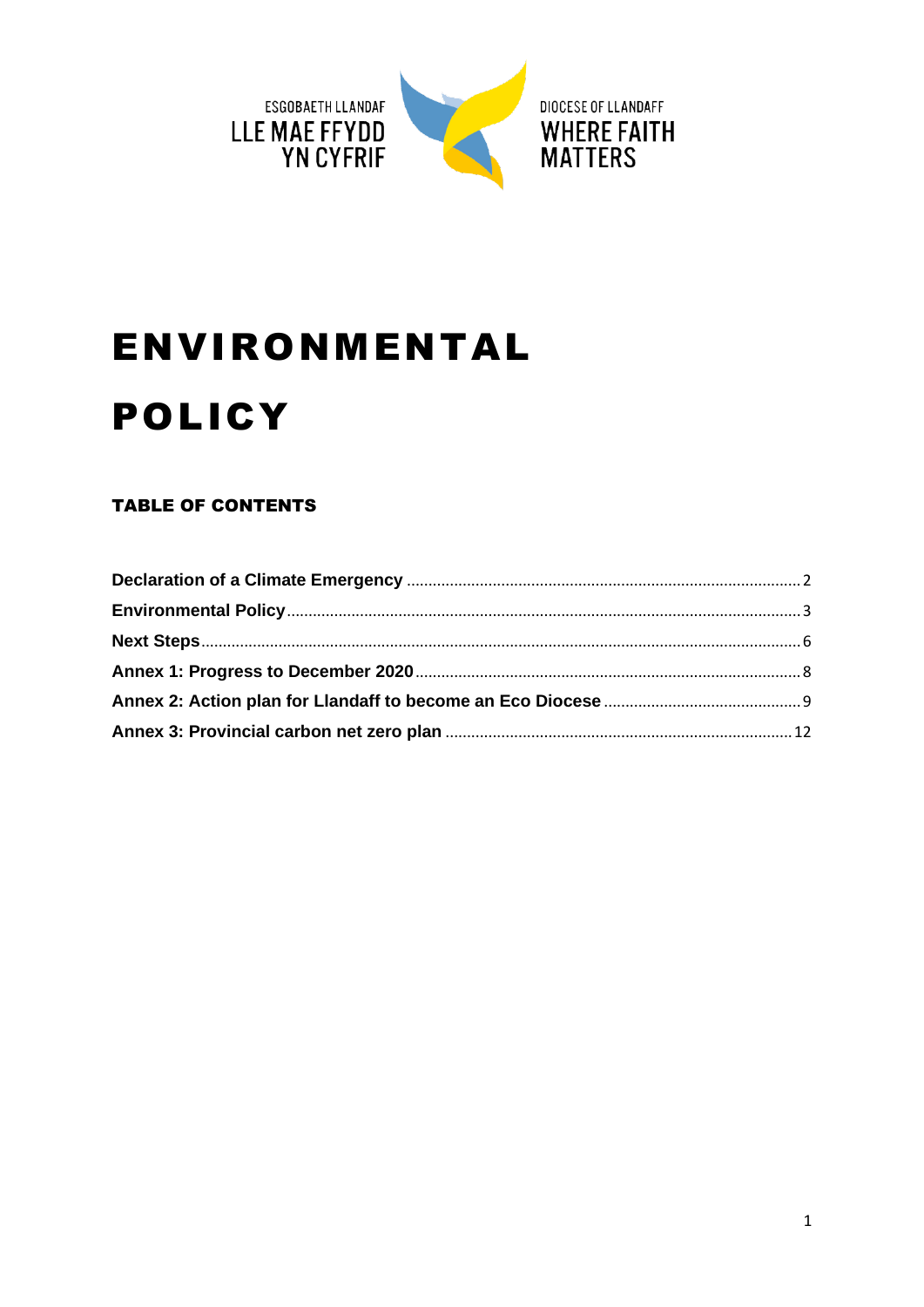ESGOBAETH LLANDAF
LLE MAE FFYDD YN CYFRIF

DIOCESE OF LLANDAFF
WHERE FAITH MATTERS

# ENVIRONMENTAL POLICY

## TABLE OF CONTENTS

**Declaration of a Climate Emergency** .......... 2
**Environmental Policy** .......... 3
**Next Steps** .......... 6
**Annex 1: Progress to December 2020** .......... 8
**Annex 2: Action plan for Llandaff to become an Eco Diocese** .......... 9
**Annex 3: Provincial carbon net zero plan** .......... 12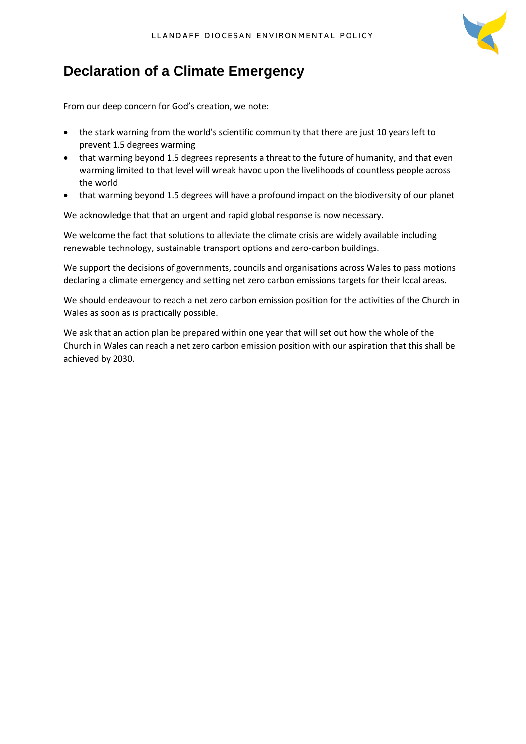# Declaration of a Climate Emergency

From our deep concern for God's creation, we note:

- the stark warning from the world's scientific community that there are just 10 years left to prevent 1.5 degrees warming
- that warming beyond 1.5 degrees represents a threat to the future of humanity, and that even warming limited to that level will wreak havoc upon the livelihoods of countless people across the world
- that warming beyond 1.5 degrees will have a profound impact on the biodiversity of our planet

We acknowledge that that an urgent and rapid global response is now necessary.

We welcome the fact that solutions to alleviate the climate crisis are widely available including renewable technology, sustainable transport options and zero-carbon buildings.

We support the decisions of governments, councils and organisations across Wales to pass motions declaring a climate emergency and setting net zero carbon emissions targets for their local areas.

We should endeavour to reach a net zero carbon emission position for the activities of the Church in Wales as soon as is practically possible.

We ask that an action plan be prepared within one year that will set out how the whole of the Church in Wales can reach a net zero carbon emission position with our aspiration that this shall be achieved by 2030.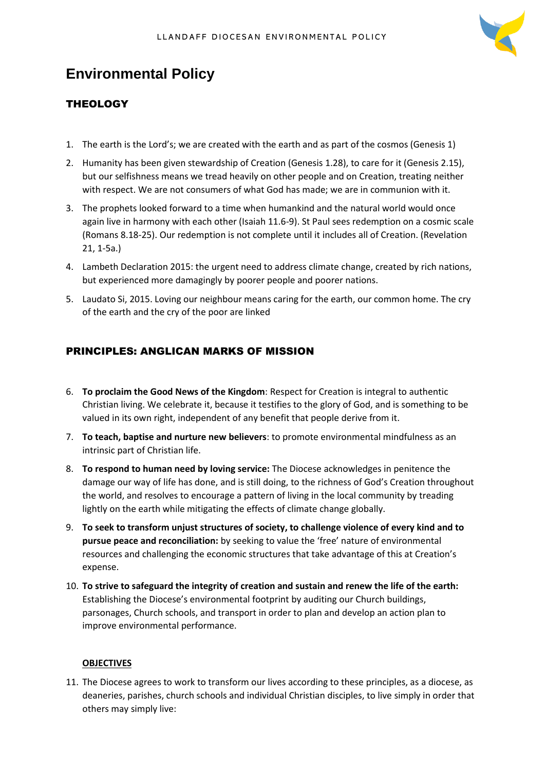# Environmental Policy

## THEOLOGY

1. The earth is the Lord's; we are created with the earth and as part of the cosmos (Genesis 1)
2. Humanity has been given stewardship of Creation (Genesis 1.28), to care for it (Genesis 2.15), but our selfishness means we tread heavily on other people and on Creation, treating neither with respect. We are not consumers of what God has made; we are in communion with it.
3. The prophets looked forward to a time when humankind and the natural world would once again live in harmony with each other (Isaiah 11.6-9). St Paul sees redemption on a cosmic scale (Romans 8.18-25). Our redemption is not complete until it includes all of Creation. (Revelation 21, 1-5a.)
4. Lambeth Declaration 2015: the urgent need to address climate change, created by rich nations, but experienced more damagingly by poorer people and poorer nations.
5. Laudato Si, 2015. Loving our neighbour means caring for the earth, our common home. The cry of the earth and the cry of the poor are linked

## PRINCIPLES: ANGLICAN MARKS OF MISSION

6. **To proclaim the Good News of the Kingdom**: Respect for Creation is integral to authentic Christian living. We celebrate it, because it testifies to the glory of God, and is something to be valued in its own right, independent of any benefit that people derive from it.
7. **To teach, baptise and nurture new believers**: to promote environmental mindfulness as an intrinsic part of Christian life.
8. **To respond to human need by loving service:** The Diocese acknowledges in penitence the damage our way of life has done, and is still doing, to the richness of God's Creation throughout the world, and resolves to encourage a pattern of living in the local community by treading lightly on the earth while mitigating the effects of climate change globally.
9. **To seek to transform unjust structures of society, to challenge violence of every kind and to pursue peace and reconciliation:** by seeking to value the 'free' nature of environmental resources and challenging the economic structures that take advantage of this at Creation's expense.
10. **To strive to safeguard the integrity of creation and sustain and renew the life of the earth:** Establishing the Diocese's environmental footprint by auditing our Church buildings, parsonages, Church schools, and transport in order to plan and develop an action plan to improve environmental performance.

### OBJECTIVES

11. The Diocese agrees to work to transform our lives according to these principles, as a diocese, as deaneries, parishes, church schools and individual Christian disciples, to live simply in order that others may simply live: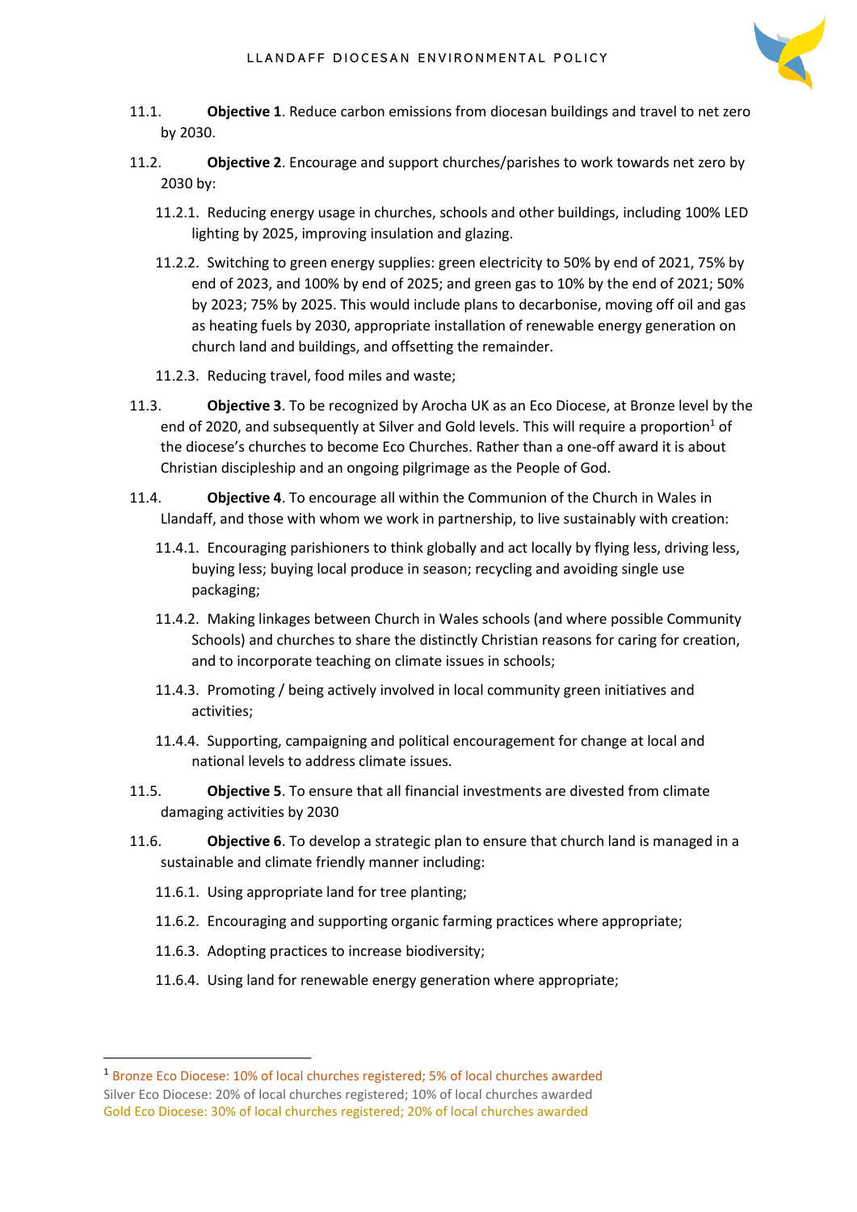11.1. **Objective 1**. Reduce carbon emissions from diocesan buildings and travel to net zero by 2030.

11.2. **Objective 2**. Encourage and support churches/parishes to work towards net zero by 2030 by:

- 11.2.1. Reducing energy usage in churches, schools and other buildings, including 100% LED lighting by 2025, improving insulation and glazing.
- 11.2.2. Switching to green energy supplies: green electricity to 50% by end of 2021, 75% by end of 2023, and 100% by end of 2025; and green gas to 10% by the end of 2021; 50% by 2023; 75% by 2025. This would include plans to decarbonise, moving off oil and gas as heating fuels by 2030, appropriate installation of renewable energy generation on church land and buildings, and offsetting the remainder.
- 11.2.3. Reducing travel, food miles and waste;

11.3. **Objective 3**. To be recognized by Arocha UK as an Eco Diocese, at Bronze level by the end of 2020, and subsequently at Silver and Gold levels. This will require a proportion[1] of the diocese's churches to become Eco Churches. Rather than a one-off award it is about Christian discipleship and an ongoing pilgrimage as the People of God.

11.4. **Objective 4**. To encourage all within the Communion of the Church in Wales in Llandaff, and those with whom we work in partnership, to live sustainably with creation:

- 11.4.1. Encouraging parishioners to think globally and act locally by flying less, driving less, buying less; buying local produce in season; recycling and avoiding single use packaging;
- 11.4.2. Making linkages between Church in Wales schools (and where possible Community Schools) and churches to share the distinctly Christian reasons for caring for creation, and to incorporate teaching on climate issues in schools;
- 11.4.3. Promoting / being actively involved in local community green initiatives and activities;
- 11.4.4. Supporting, campaigning and political encouragement for change at local and national levels to address climate issues.

11.5. **Objective 5**. To ensure that all financial investments are divested from climate damaging activities by 2030

11.6. **Objective 6**. To develop a strategic plan to ensure that church land is managed in a sustainable and climate friendly manner including:

- 11.6.1. Using appropriate land for tree planting;
- 11.6.2. Encouraging and supporting organic farming practices where appropriate;
- 11.6.3. Adopting practices to increase biodiversity;
- 11.6.4. Using land for renewable energy generation where appropriate;

---

[1] Bronze Eco Diocese: 10% of local churches registered; 5% of local churches awarded
Silver Eco Diocese: 20% of local churches registered; 10% of local churches awarded
Gold Eco Diocese: 30% of local churches registered; 20% of local churches awarded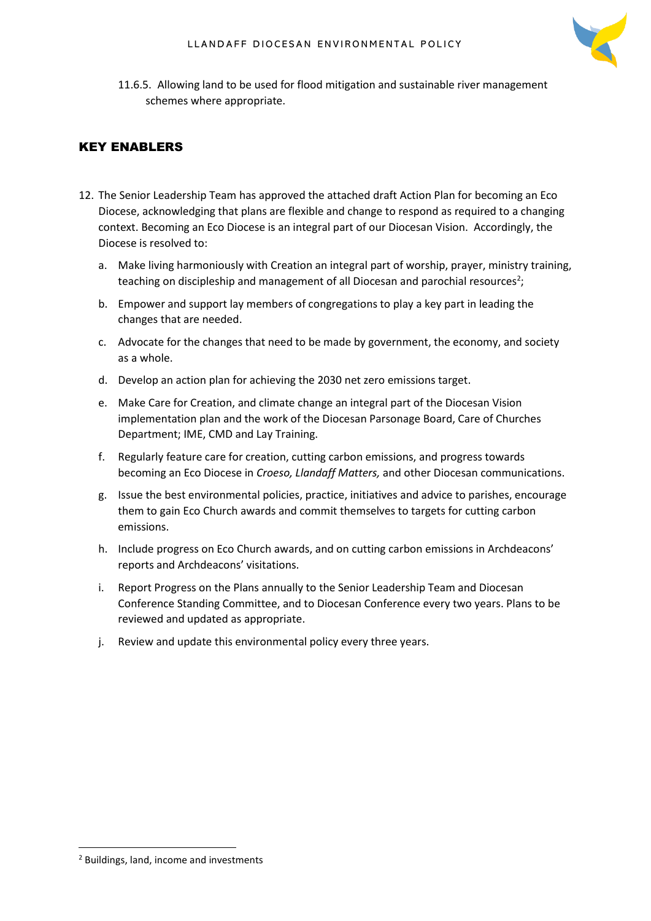11.6.5. Allowing land to be used for flood mitigation and sustainable river management schemes where appropriate.

## KEY ENABLERS

12. The Senior Leadership Team has approved the attached draft Action Plan for becoming an Eco Diocese, acknowledging that plans are flexible and change to respond as required to a changing context. Becoming an Eco Diocese is an integral part of our Diocesan Vision. Accordingly, the Diocese is resolved to:

    a. Make living harmoniously with Creation an integral part of worship, prayer, ministry training, teaching on discipleship and management of all Diocesan and parochial resources[2];

    b. Empower and support lay members of congregations to play a key part in leading the changes that are needed.

    c. Advocate for the changes that need to be made by government, the economy, and society as a whole.

    d. Develop an action plan for achieving the 2030 net zero emissions target.

    e. Make Care for Creation, and climate change an integral part of the Diocesan Vision implementation plan and the work of the Diocesan Parsonage Board, Care of Churches Department; IME, CMD and Lay Training.

    f. Regularly feature care for creation, cutting carbon emissions, and progress towards becoming an Eco Diocese in *Croeso, Llandaff Matters,* and other Diocesan communications.

    g. Issue the best environmental policies, practice, initiatives and advice to parishes, encourage them to gain Eco Church awards and commit themselves to targets for cutting carbon emissions.

    h. Include progress on Eco Church awards, and on cutting carbon emissions in Archdeacons' reports and Archdeacons' visitations.

    i. Report Progress on the Plans annually to the Senior Leadership Team and Diocesan Conference Standing Committee, and to Diocesan Conference every two years. Plans to be reviewed and updated as appropriate.

    j. Review and update this environmental policy every three years.

[2] Buildings, land, income and investments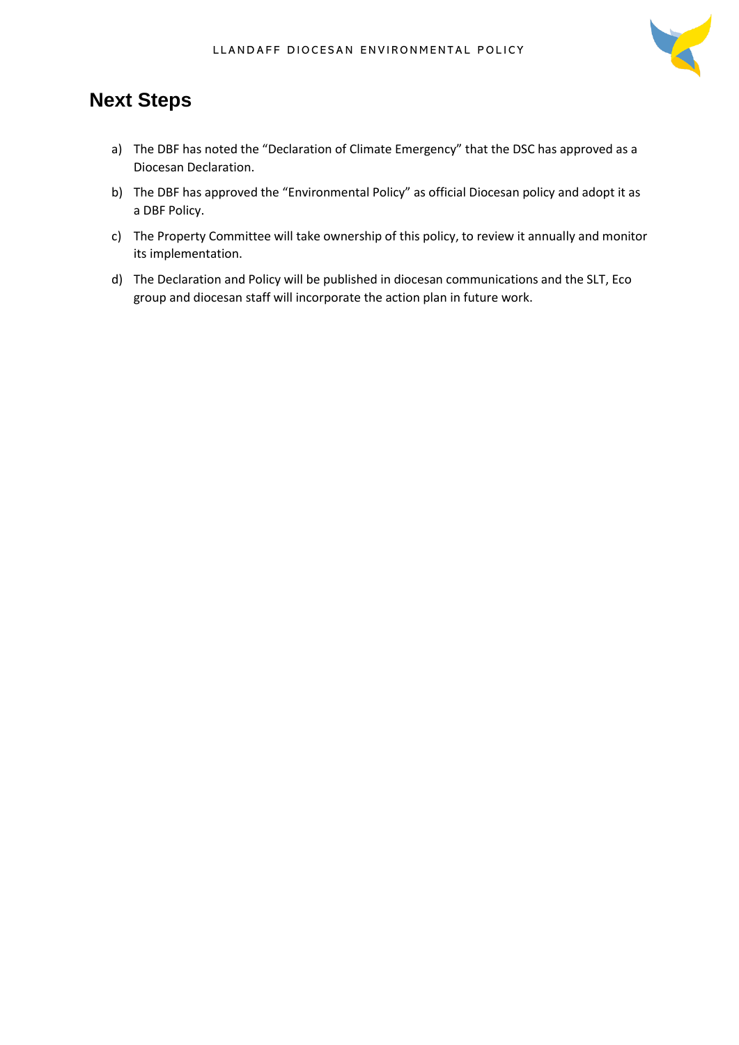## Next Steps

a) The DBF has noted the "Declaration of Climate Emergency" that the DSC has approved as a Diocesan Declaration.

b) The DBF has approved the "Environmental Policy" as official Diocesan policy and adopt it as a DBF Policy.

c) The Property Committee will take ownership of this policy, to review it annually and monitor its implementation.

d) The Declaration and Policy will be published in diocesan communications and the SLT, Eco group and diocesan staff will incorporate the action plan in future work.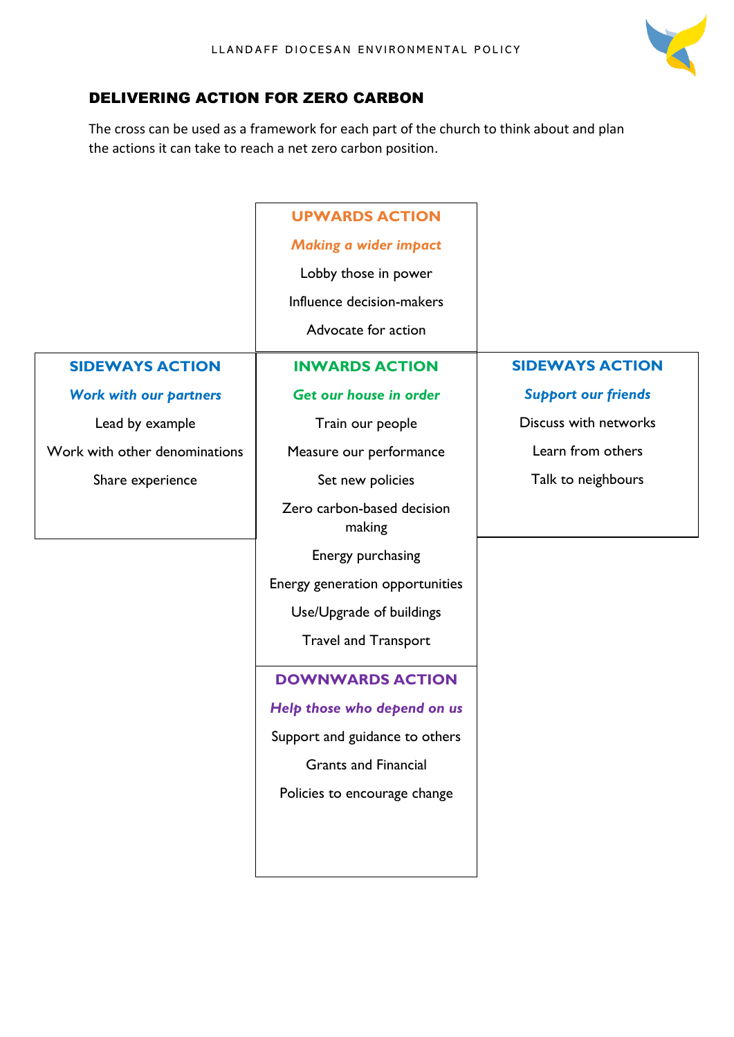## DELIVERING ACTION FOR ZERO CARBON

The cross can be used as a framework for each part of the church to think about and plan the actions it can take to reach a net zero carbon position.

### UPWARDS ACTION

***Making a wider impact***

Lobby those in power

Influence decision-makers

Advocate for action

### SIDEWAYS ACTION

***Work with our partners***

Lead by example

Work with other denominations

Share experience

### INWARDS ACTION

***Get our house in order***

Train our people

Measure our performance

Set new policies

Zero carbon-based decision making

Energy purchasing

Energy generation opportunities

Use/Upgrade of buildings

Travel and Transport

### SIDEWAYS ACTION

***Support our friends***

Discuss with networks

Learn from others

Talk to neighbours

### DOWNWARDS ACTION

***Help those who depend on us***

Support and guidance to others

Grants and Financial

Policies to encourage change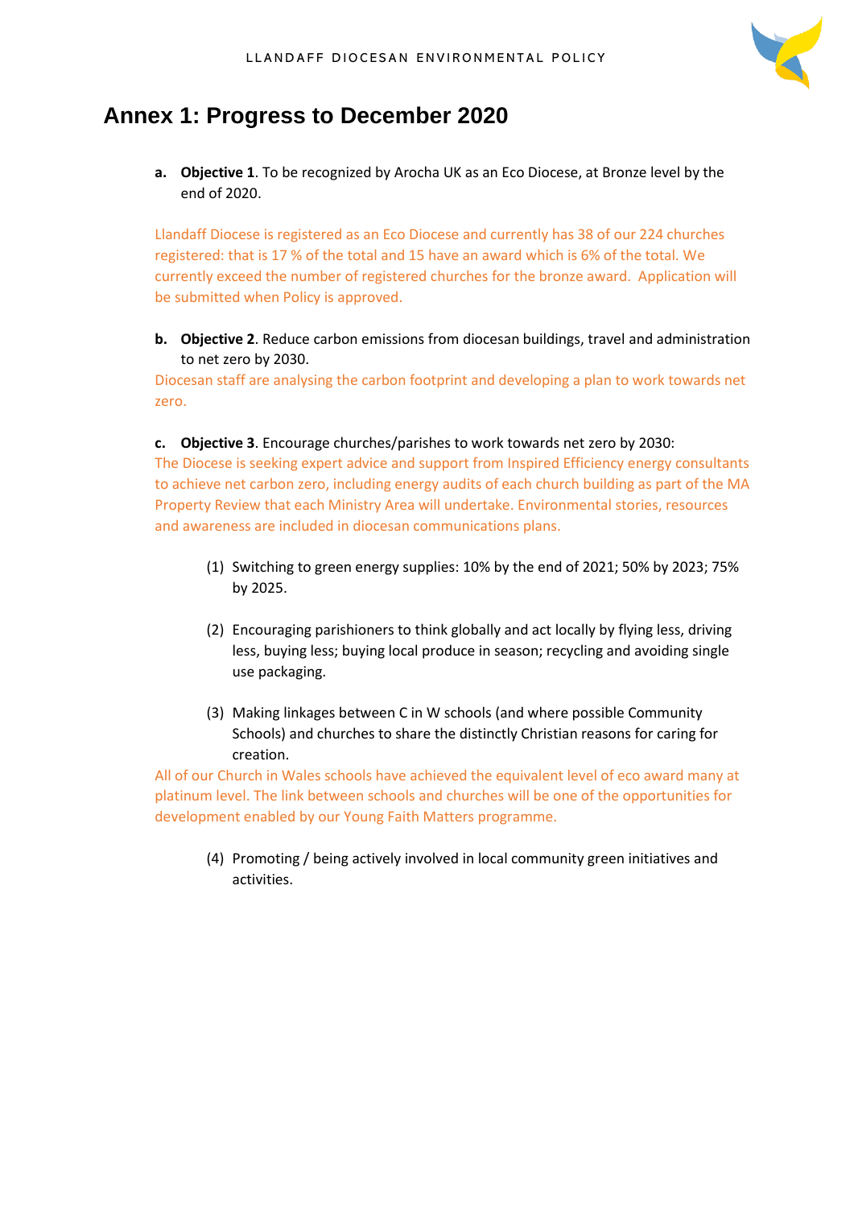# Annex 1: Progress to December 2020

a. **Objective 1**. To be recognized by Arocha UK as an Eco Diocese, at Bronze level by the end of 2020.

Llandaff Diocese is registered as an Eco Diocese and currently has 38 of our 224 churches registered: that is 17 % of the total and 15 have an award which is 6% of the total. We currently exceed the number of registered churches for the bronze award. Application will be submitted when Policy is approved.

b. **Objective 2**. Reduce carbon emissions from diocesan buildings, travel and administration to net zero by 2030.

Diocesan staff are analysing the carbon footprint and developing a plan to work towards net zero.

c. **Objective 3**. Encourage churches/parishes to work towards net zero by 2030:

The Diocese is seeking expert advice and support from Inspired Efficiency energy consultants to achieve net carbon zero, including energy audits of each church building as part of the MA Property Review that each Ministry Area will undertake. Environmental stories, resources and awareness are included in diocesan communications plans.

(1) Switching to green energy supplies: 10% by the end of 2021; 50% by 2023; 75% by 2025.

(2) Encouraging parishioners to think globally and act locally by flying less, driving less, buying less; buying local produce in season; recycling and avoiding single use packaging.

(3) Making linkages between C in W schools (and where possible Community Schools) and churches to share the distinctly Christian reasons for caring for creation.

All of our Church in Wales schools have achieved the equivalent level of eco award many at platinum level. The link between schools and churches will be one of the opportunities for development enabled by our Young Faith Matters programme.

(4) Promoting / being actively involved in local community green initiatives and activities.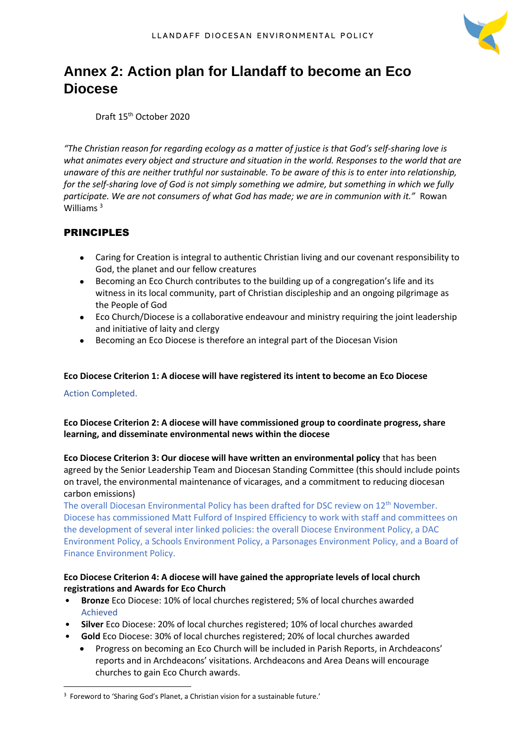# Annex 2: Action plan for Llandaff to become an Eco Diocese

Draft 15th October 2020

*"The Christian reason for regarding ecology as a matter of justice is that God's self-sharing love is what animates every object and structure and situation in the world. Responses to the world that are unaware of this are neither truthful nor sustainable. To be aware of this is to enter into relationship, for the self-sharing love of God is not simply something we admire, but something in which we fully participate. We are not consumers of what God has made; we are in communion with it."* Rowan Williams [3]

## PRINCIPLES

- Caring for Creation is integral to authentic Christian living and our covenant responsibility to God, the planet and our fellow creatures
- Becoming an Eco Church contributes to the building up of a congregation's life and its witness in its local community, part of Christian discipleship and an ongoing pilgrimage as the People of God
- Eco Church/Diocese is a collaborative endeavour and ministry requiring the joint leadership and initiative of laity and clergy
- Becoming an Eco Diocese is therefore an integral part of the Diocesan Vision

**Eco Diocese Criterion 1: A diocese will have registered its intent to become an Eco Diocese**

Action Completed.

**Eco Diocese Criterion 2: A diocese will have commissioned group to coordinate progress, share learning, and disseminate environmental news within the diocese**

**Eco Diocese Criterion 3: Our diocese will have written an environmental policy** that has been agreed by the Senior Leadership Team and Diocesan Standing Committee (this should include points on travel, the environmental maintenance of vicarages, and a commitment to reducing diocesan carbon emissions)

The overall Diocesan Environmental Policy has been drafted for DSC review on 12th November. Diocese has commissioned Matt Fulford of Inspired Efficiency to work with staff and committees on the development of several inter linked policies: the overall Diocese Environment Policy, a DAC Environment Policy, a Schools Environment Policy, a Parsonages Environment Policy, and a Board of Finance Environment Policy.

**Eco Diocese Criterion 4: A diocese will have gained the appropriate levels of local church registrations and Awards for Eco Church**

- **Bronze** Eco Diocese: 10% of local churches registered; 5% of local churches awarded
  Achieved
- **Silver** Eco Diocese: 20% of local churches registered; 10% of local churches awarded
- **Gold** Eco Diocese: 30% of local churches registered; 20% of local churches awarded
  - Progress on becoming an Eco Church will be included in Parish Reports, in Archdeacons' reports and in Archdeacons' visitations. Archdeacons and Area Deans will encourage churches to gain Eco Church awards.

[3] Foreword to 'Sharing God's Planet, a Christian vision for a sustainable future.'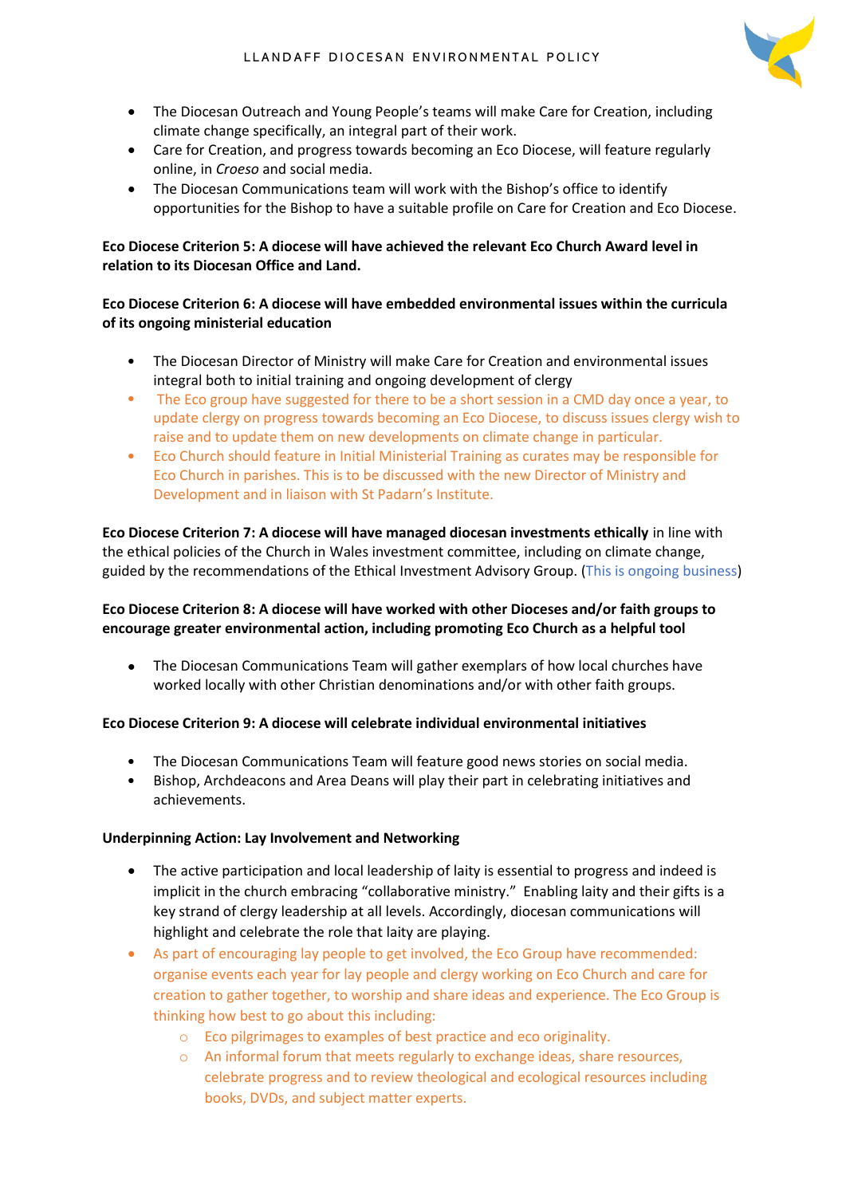- The Diocesan Outreach and Young People's teams will make Care for Creation, including climate change specifically, an integral part of their work.
- Care for Creation, and progress towards becoming an Eco Diocese, will feature regularly online, in *Croeso* and social media.
- The Diocesan Communications team will work with the Bishop's office to identify opportunities for the Bishop to have a suitable profile on Care for Creation and Eco Diocese.

**Eco Diocese Criterion 5: A diocese will have achieved the relevant Eco Church Award level in relation to its Diocesan Office and Land.**

**Eco Diocese Criterion 6: A diocese will have embedded environmental issues within the curricula of its ongoing ministerial education**

- The Diocesan Director of Ministry will make Care for Creation and environmental issues integral both to initial training and ongoing development of clergy
- The Eco group have suggested for there to be a short session in a CMD day once a year, to update clergy on progress towards becoming an Eco Diocese, to discuss issues clergy wish to raise and to update them on new developments on climate change in particular.
- Eco Church should feature in Initial Ministerial Training as curates may be responsible for Eco Church in parishes. This is to be discussed with the new Director of Ministry and Development and in liaison with St Padarn's Institute.

**Eco Diocese Criterion 7: A diocese will have managed diocesan investments ethically** in line with the ethical policies of the Church in Wales investment committee, including on climate change, guided by the recommendations of the Ethical Investment Advisory Group. (This is ongoing business)

**Eco Diocese Criterion 8: A diocese will have worked with other Dioceses and/or faith groups to encourage greater environmental action, including promoting Eco Church as a helpful tool**

- The Diocesan Communications Team will gather exemplars of how local churches have worked locally with other Christian denominations and/or with other faith groups.

**Eco Diocese Criterion 9: A diocese will celebrate individual environmental initiatives**

- The Diocesan Communications Team will feature good news stories on social media.
- Bishop, Archdeacons and Area Deans will play their part in celebrating initiatives and achievements.

**Underpinning Action: Lay Involvement and Networking**

- The active participation and local leadership of laity is essential to progress and indeed is implicit in the church embracing "collaborative ministry." Enabling laity and their gifts is a key strand of clergy leadership at all levels. Accordingly, diocesan communications will highlight and celebrate the role that laity are playing.
- As part of encouraging lay people to get involved, the Eco Group have recommended: organise events each year for lay people and clergy working on Eco Church and care for creation to gather together, to worship and share ideas and experience. The Eco Group is thinking how best to go about this including:
  - Eco pilgrimages to examples of best practice and eco originality.
  - An informal forum that meets regularly to exchange ideas, share resources, celebrate progress and to review theological and ecological resources including books, DVDs, and subject matter experts.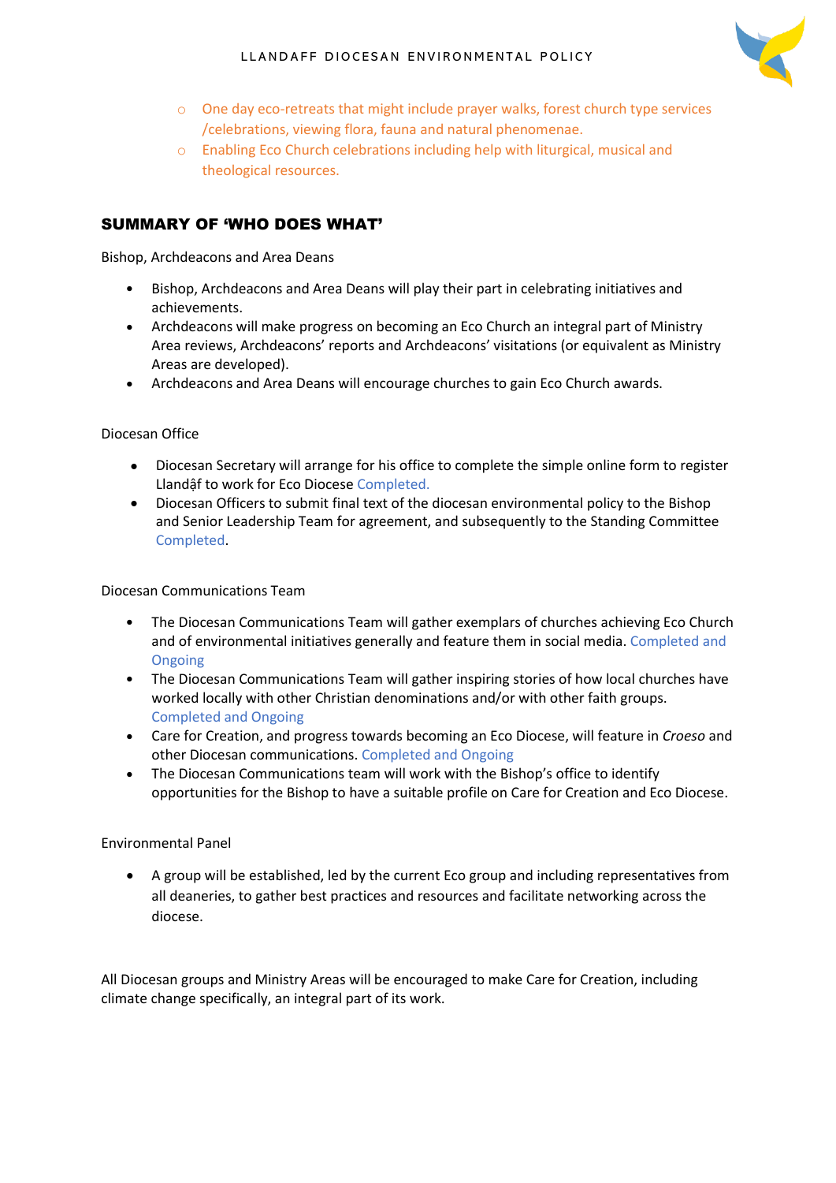- One day eco-retreats that might include prayer walks, forest church type services /celebrations, viewing flora, fauna and natural phenomenae.
- Enabling Eco Church celebrations including help with liturgical, musical and theological resources.

## SUMMARY OF 'WHO DOES WHAT'

Bishop, Archdeacons and Area Deans

- Bishop, Archdeacons and Area Deans will play their part in celebrating initiatives and achievements.
- Archdeacons will make progress on becoming an Eco Church an integral part of Ministry Area reviews, Archdeacons' reports and Archdeacons' visitations (or equivalent as Ministry Areas are developed).
- Archdeacons and Area Deans will encourage churches to gain Eco Church awards.

Diocesan Office

- Diocesan Secretary will arrange for his office to complete the simple online form to register Llandậf to work for Eco Diocese Completed.
- Diocesan Officers to submit final text of the diocesan environmental policy to the Bishop and Senior Leadership Team for agreement, and subsequently to the Standing Committee Completed.

Diocesan Communications Team

- The Diocesan Communications Team will gather exemplars of churches achieving Eco Church and of environmental initiatives generally and feature them in social media. Completed and Ongoing
- The Diocesan Communications Team will gather inspiring stories of how local churches have worked locally with other Christian denominations and/or with other faith groups. Completed and Ongoing
- Care for Creation, and progress towards becoming an Eco Diocese, will feature in *Croeso* and other Diocesan communications. Completed and Ongoing
- The Diocesan Communications team will work with the Bishop's office to identify opportunities for the Bishop to have a suitable profile on Care for Creation and Eco Diocese.

Environmental Panel

- A group will be established, led by the current Eco group and including representatives from all deaneries, to gather best practices and resources and facilitate networking across the diocese.

All Diocesan groups and Ministry Areas will be encouraged to make Care for Creation, including climate change specifically, an integral part of its work.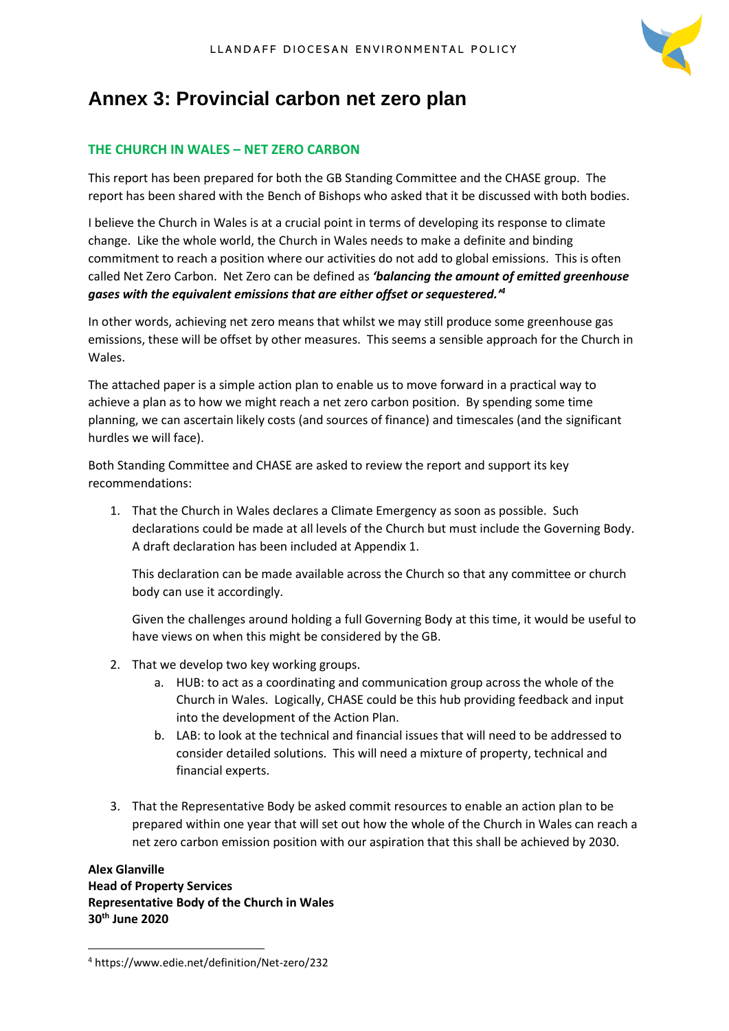# Annex 3: Provincial carbon net zero plan

## THE CHURCH IN WALES – NET ZERO CARBON

This report has been prepared for both the GB Standing Committee and the CHASE group. The report has been shared with the Bench of Bishops who asked that it be discussed with both bodies.

I believe the Church in Wales is at a crucial point in terms of developing its response to climate change. Like the whole world, the Church in Wales needs to make a definite and binding commitment to reach a position where our activities do not add to global emissions. This is often called Net Zero Carbon. Net Zero can be defined as ***'balancing the amount of emitted greenhouse gases with the equivalent emissions that are either offset or sequestered.'***[4]

In other words, achieving net zero means that whilst we may still produce some greenhouse gas emissions, these will be offset by other measures. This seems a sensible approach for the Church in Wales.

The attached paper is a simple action plan to enable us to move forward in a practical way to achieve a plan as to how we might reach a net zero carbon position. By spending some time planning, we can ascertain likely costs (and sources of finance) and timescales (and the significant hurdles we will face).

Both Standing Committee and CHASE are asked to review the report and support its key recommendations:

1. That the Church in Wales declares a Climate Emergency as soon as possible. Such declarations could be made at all levels of the Church but must include the Governing Body. A draft declaration has been included at Appendix 1.

   This declaration can be made available across the Church so that any committee or church body can use it accordingly.

   Given the challenges around holding a full Governing Body at this time, it would be useful to have views on when this might be considered by the GB.

2. That we develop two key working groups.
   a. HUB: to act as a coordinating and communication group across the whole of the Church in Wales. Logically, CHASE could be this hub providing feedback and input into the development of the Action Plan.
   b. LAB: to look at the technical and financial issues that will need to be addressed to consider detailed solutions. This will need a mixture of property, technical and financial experts.

3. That the Representative Body be asked commit resources to enable an action plan to be prepared within one year that will set out how the whole of the Church in Wales can reach a net zero carbon emission position with our aspiration that this shall be achieved by 2030.

**Alex Glanville**
**Head of Property Services**
**Representative Body of the Church in Wales**
**30th June 2020**

---

[4] https://www.edie.net/definition/Net-zero/232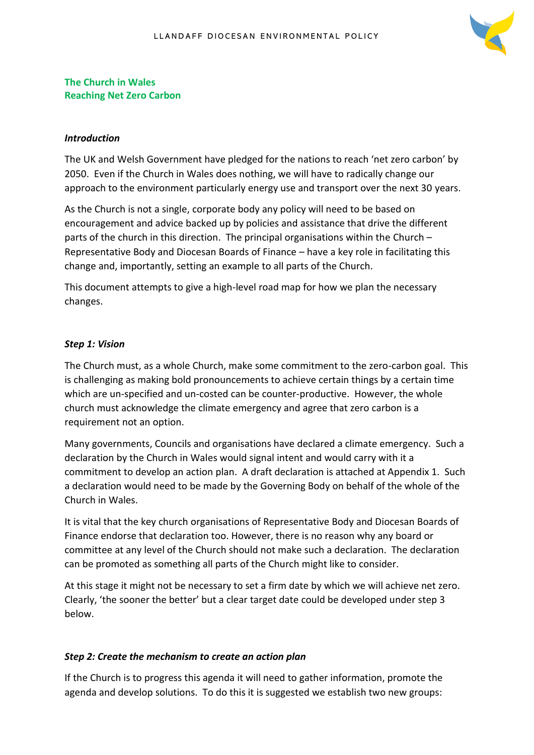**The Church in Wales**
**Reaching Net Zero Carbon**

***Introduction***

The UK and Welsh Government have pledged for the nations to reach 'net zero carbon' by 2050. Even if the Church in Wales does nothing, we will have to radically change our approach to the environment particularly energy use and transport over the next 30 years.

As the Church is not a single, corporate body any policy will need to be based on encouragement and advice backed up by policies and assistance that drive the different parts of the church in this direction. The principal organisations within the Church – Representative Body and Diocesan Boards of Finance – have a key role in facilitating this change and, importantly, setting an example to all parts of the Church.

This document attempts to give a high-level road map for how we plan the necessary changes.

***Step 1: Vision***

The Church must, as a whole Church, make some commitment to the zero-carbon goal. This is challenging as making bold pronouncements to achieve certain things by a certain time which are un-specified and un-costed can be counter-productive. However, the whole church must acknowledge the climate emergency and agree that zero carbon is a requirement not an option.

Many governments, Councils and organisations have declared a climate emergency. Such a declaration by the Church in Wales would signal intent and would carry with it a commitment to develop an action plan. A draft declaration is attached at Appendix 1. Such a declaration would need to be made by the Governing Body on behalf of the whole of the Church in Wales.

It is vital that the key church organisations of Representative Body and Diocesan Boards of Finance endorse that declaration too. However, there is no reason why any board or committee at any level of the Church should not make such a declaration. The declaration can be promoted as something all parts of the Church might like to consider.

At this stage it might not be necessary to set a firm date by which we will achieve net zero. Clearly, 'the sooner the better' but a clear target date could be developed under step 3 below.

***Step 2: Create the mechanism to create an action plan***

If the Church is to progress this agenda it will need to gather information, promote the agenda and develop solutions. To do this it is suggested we establish two new groups: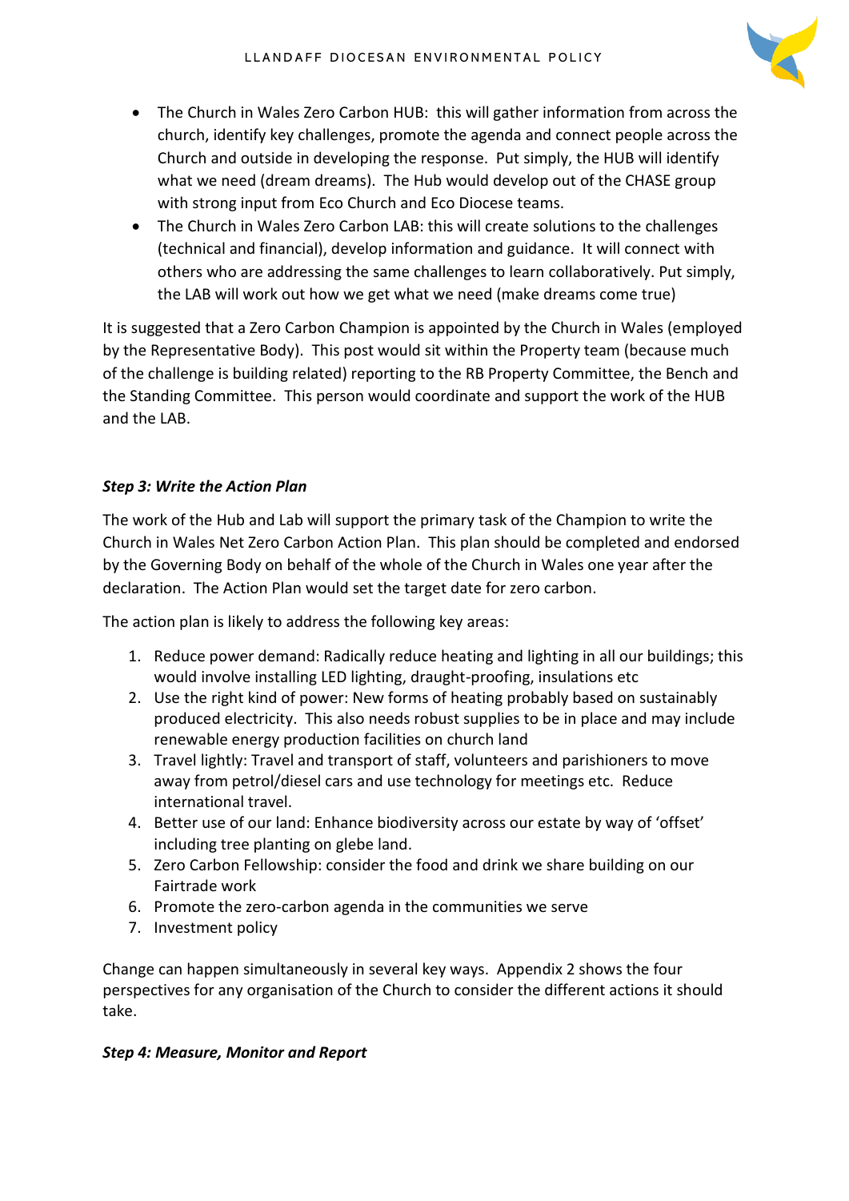- The Church in Wales Zero Carbon HUB: this will gather information from across the church, identify key challenges, promote the agenda and connect people across the Church and outside in developing the response. Put simply, the HUB will identify what we need (dream dreams). The Hub would develop out of the CHASE group with strong input from Eco Church and Eco Diocese teams.
- The Church in Wales Zero Carbon LAB: this will create solutions to the challenges (technical and financial), develop information and guidance. It will connect with others who are addressing the same challenges to learn collaboratively. Put simply, the LAB will work out how we get what we need (make dreams come true)

It is suggested that a Zero Carbon Champion is appointed by the Church in Wales (employed by the Representative Body). This post would sit within the Property team (because much of the challenge is building related) reporting to the RB Property Committee, the Bench and the Standing Committee. This person would coordinate and support the work of the HUB and the LAB.

***Step 3: Write the Action Plan***

The work of the Hub and Lab will support the primary task of the Champion to write the Church in Wales Net Zero Carbon Action Plan. This plan should be completed and endorsed by the Governing Body on behalf of the whole of the Church in Wales one year after the declaration. The Action Plan would set the target date for zero carbon.

The action plan is likely to address the following key areas:

1. Reduce power demand: Radically reduce heating and lighting in all our buildings; this would involve installing LED lighting, draught-proofing, insulations etc
2. Use the right kind of power: New forms of heating probably based on sustainably produced electricity. This also needs robust supplies to be in place and may include renewable energy production facilities on church land
3. Travel lightly: Travel and transport of staff, volunteers and parishioners to move away from petrol/diesel cars and use technology for meetings etc. Reduce international travel.
4. Better use of our land: Enhance biodiversity across our estate by way of 'offset' including tree planting on glebe land.
5. Zero Carbon Fellowship: consider the food and drink we share building on our Fairtrade work
6. Promote the zero-carbon agenda in the communities we serve
7. Investment policy

Change can happen simultaneously in several key ways. Appendix 2 shows the four perspectives for any organisation of the Church to consider the different actions it should take.

***Step 4: Measure, Monitor and Report***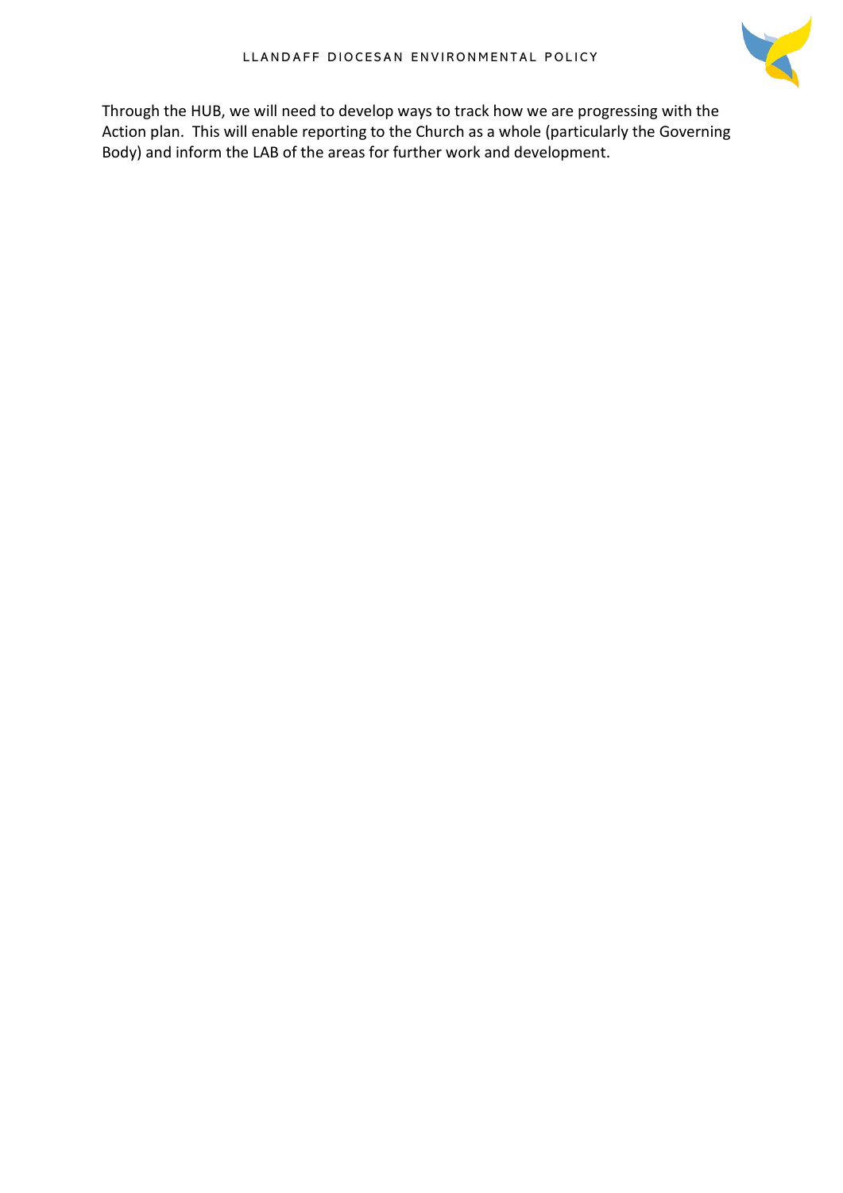Through the HUB, we will need to develop ways to track how we are progressing with the Action plan. This will enable reporting to the Church as a whole (particularly the Governing Body) and inform the LAB of the areas for further work and development.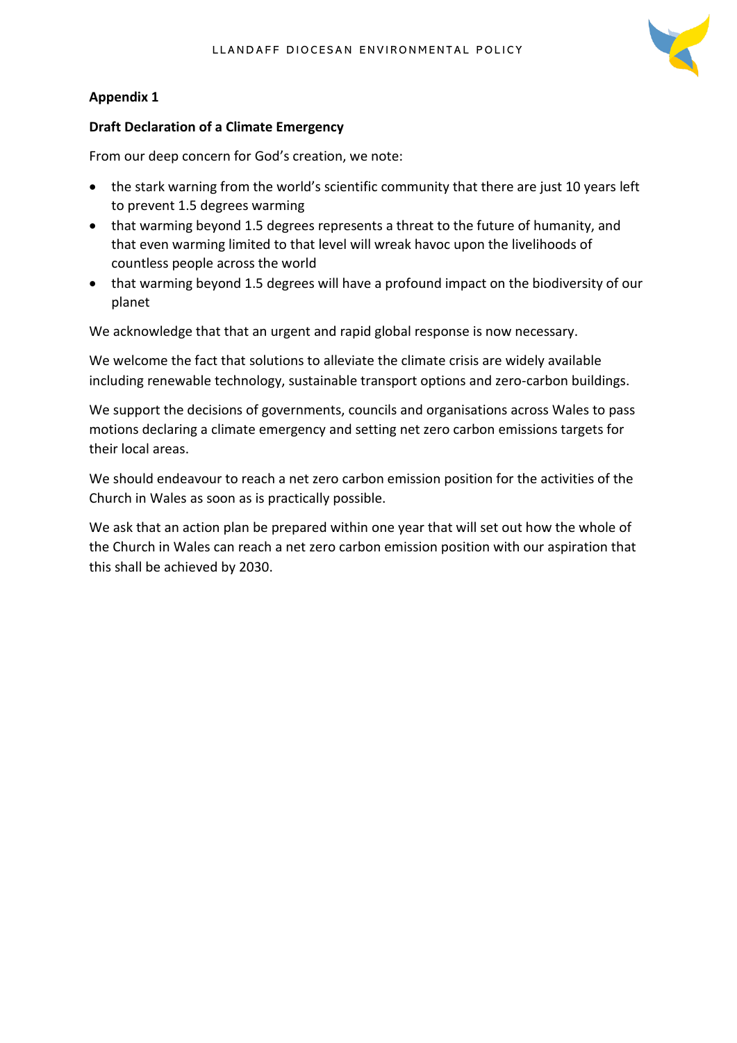**Appendix 1**

**Draft Declaration of a Climate Emergency**

From our deep concern for God's creation, we note:

- the stark warning from the world's scientific community that there are just 10 years left to prevent 1.5 degrees warming
- that warming beyond 1.5 degrees represents a threat to the future of humanity, and that even warming limited to that level will wreak havoc upon the livelihoods of countless people across the world
- that warming beyond 1.5 degrees will have a profound impact on the biodiversity of our planet

We acknowledge that that an urgent and rapid global response is now necessary.

We welcome the fact that solutions to alleviate the climate crisis are widely available including renewable technology, sustainable transport options and zero-carbon buildings.

We support the decisions of governments, councils and organisations across Wales to pass motions declaring a climate emergency and setting net zero carbon emissions targets for their local areas.

We should endeavour to reach a net zero carbon emission position for the activities of the Church in Wales as soon as is practically possible.

We ask that an action plan be prepared within one year that will set out how the whole of the Church in Wales can reach a net zero carbon emission position with our aspiration that this shall be achieved by 2030.